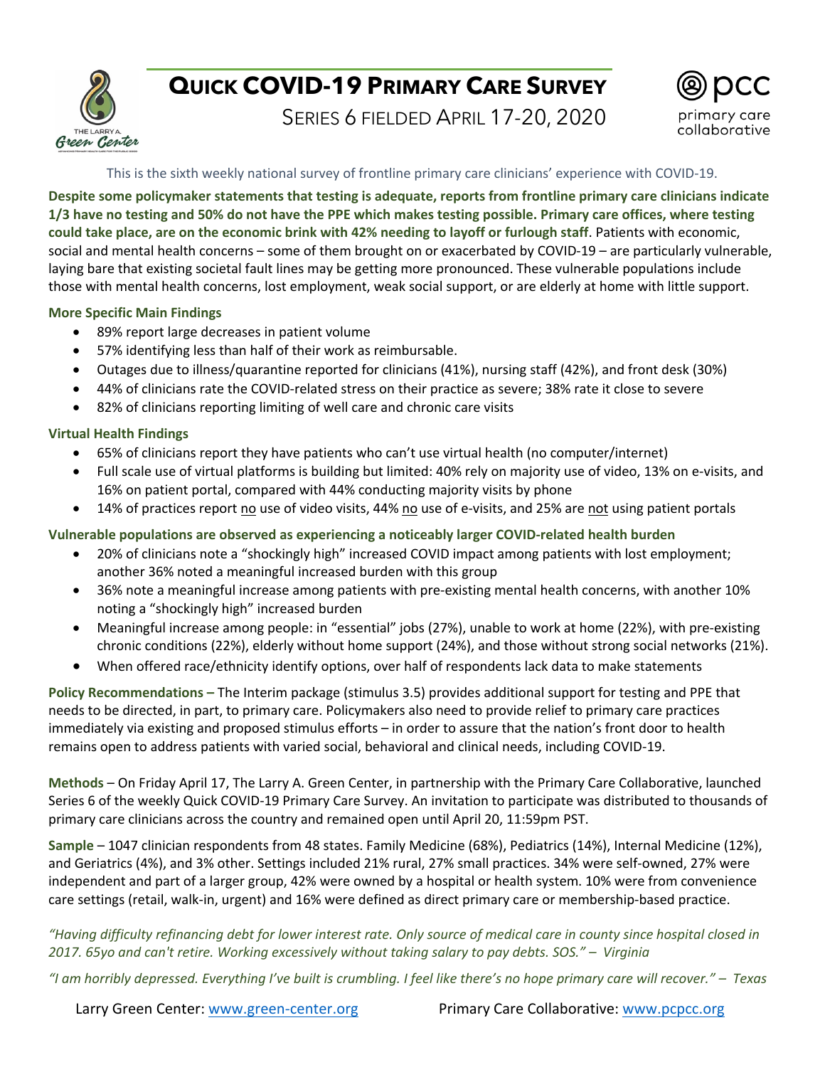# Quick COVID-19 Primary Care Survey

## Series 6 Fielded April 17-20, 2020

This is the sixth weekly national survey of frontline primary care clinicians' experience with COVID-19.

**Despite some policymaker statements that testing is adequate, reports from frontline primary care clinicians indicate 1/3 have no testing and 50% do not have the PPE which makes testing possible. Primary care offices, where testing could take place, are on the economic brink with 42% needing to layoff or furlough staff**. Patients with economic, social and mental health concerns – some of them brought on or exacerbated by COVID-19 – are particularly vulnerable, laying bare that existing societal fault lines may be getting more pronounced. These vulnerable populations include those with mental health concerns, lost employment, weak social support, or are elderly at home with little support.

**More Specific Main Findings**

- 89% report large decreases in patient volume
- 57% identifying less than half of their work as reimbursable.
- Outages due to illness/quarantine reported for clinicians (41%), nursing staff (42%), and front desk (30%)
- 44% of clinicians rate the COVID-related stress on their practice as severe; 38% rate it close to severe
- 82% of clinicians reporting limiting of well care and chronic care visits

**Virtual Health Findings**

- 65% of clinicians report they have patients who can't use virtual health (no computer/internet)
- Full scale use of virtual platforms is building but limited: 40% rely on majority use of video, 13% on e-visits, and 16% on patient portal, compared with 44% conducting majority visits by phone
- 14% of practices report no use of video visits, 44% no use of e-visits, and 25% are not using patient portals

**Vulnerable populations are observed as experiencing a noticeably larger COVID-related health burden**

- 20% of clinicians note a "shockingly high" increased COVID impact among patients with lost employment; another 36% noted a meaningful increased burden with this group
- 36% note a meaningful increase among patients with pre-existing mental health concerns, with another 10% noting a "shockingly high" increased burden
- Meaningful increase among people: in "essential" jobs (27%), unable to work at home (22%), with pre-existing chronic conditions (22%), elderly without home support (24%), and those without strong social networks (21%).
- When offered race/ethnicity identify options, over half of respondents lack data to make statements

**Policy Recommendations –** The Interim package (stimulus 3.5) provides additional support for testing and PPE that needs to be directed, in part, to primary care. Policymakers also need to provide relief to primary care practices immediately via existing and proposed stimulus efforts – in order to assure that the nation's front door to health remains open to address patients with varied social, behavioral and clinical needs, including COVID-19.

**Methods** – On Friday April 17, The Larry A. Green Center, in partnership with the Primary Care Collaborative, launched Series 6 of the weekly Quick COVID-19 Primary Care Survey. An invitation to participate was distributed to thousands of primary care clinicians across the country and remained open until April 20, 11:59pm PST.

**Sample** – 1047 clinician respondents from 48 states. Family Medicine (68%), Pediatrics (14%), Internal Medicine (12%), and Geriatrics (4%), and 3% other. Settings included 21% rural, 27% small practices. 34% were self-owned, 27% were independent and part of a larger group, 42% were owned by a hospital or health system. 10% were from convenience care settings (retail, walk-in, urgent) and 16% were defined as direct primary care or membership-based practice.

*"Having difficulty refinancing debt for lower interest rate. Only source of medical care in county since hospital closed in 2017. 65yo and can't retire. Working excessively without taking salary to pay debts. SOS." – Virginia*

*"I am horribly depressed. Everything I've built is crumbling. I feel like there's no hope primary care will recover." – Texas*

Larry Green Center: www.green-center.org Primary Care Collaborative: www.pcpcc.org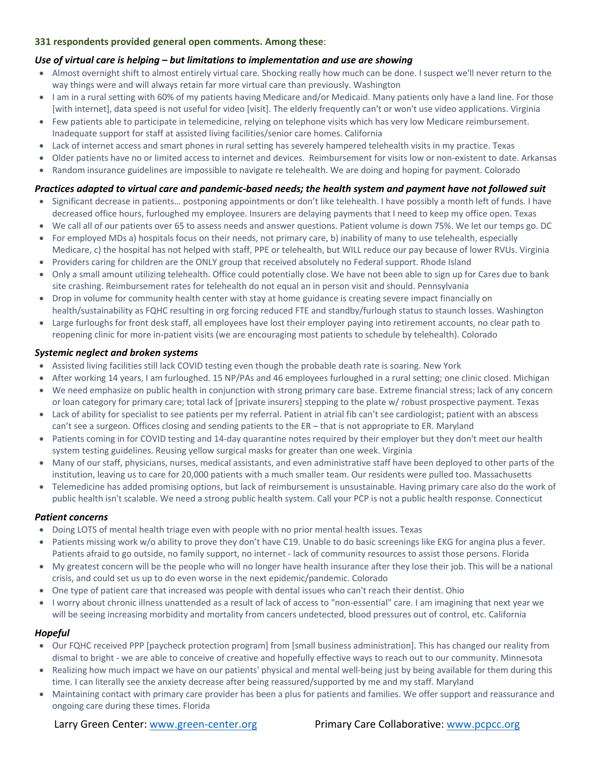**331 respondents provided general open comments. Among these**:

***Use of virtual care is helping – but limitations to implementation and use are showing***

- Almost overnight shift to almost entirely virtual care. Shocking really how much can be done. I suspect we'll never return to the way things were and will always retain far more virtual care than previously. Washington
- I am in a rural setting with 60% of my patients having Medicare and/or Medicaid. Many patients only have a land line. For those [with internet], data speed is not useful for video [visit]. The elderly frequently can't or won't use video applications. Virginia
- Few patients able to participate in telemedicine, relying on telephone visits which has very low Medicare reimbursement. Inadequate support for staff at assisted living facilities/senior care homes. California
- Lack of internet access and smart phones in rural setting has severely hampered telehealth visits in my practice. Texas
- Older patients have no or limited access to internet and devices. Reimbursement for visits low or non-existent to date. Arkansas
- Random insurance guidelines are impossible to navigate re telehealth. We are doing and hoping for payment. Colorado

***Practices adapted to virtual care and pandemic-based needs; the health system and payment have not followed suit***

- Significant decrease in patients… postponing appointments or don't like telehealth. I have possibly a month left of funds. I have decreased office hours, furloughed my employee. Insurers are delaying payments that I need to keep my office open. Texas
- We call all of our patients over 65 to assess needs and answer questions. Patient volume is down 75%. We let our temps go. DC
- For employed MDs a) hospitals focus on their needs, not primary care, b) inability of many to use telehealth, especially Medicare, c) the hospital has not helped with staff, PPE or telehealth, but WILL reduce our pay because of lower RVUs. Virginia
- Providers caring for children are the ONLY group that received absolutely no Federal support. Rhode Island
- Only a small amount utilizing telehealth. Office could potentially close. We have not been able to sign up for Cares due to bank site crashing. Reimbursement rates for telehealth do not equal an in person visit and should. Pennsylvania
- Drop in volume for community health center with stay at home guidance is creating severe impact financially on health/sustainability as FQHC resulting in org forcing reduced FTE and standby/furlough status to staunch losses. Washington
- Large furloughs for front desk staff, all employees have lost their employer paying into retirement accounts, no clear path to reopening clinic for more in-patient visits (we are encouraging most patients to schedule by telehealth). Colorado

***Systemic neglect and broken systems***

- Assisted living facilities still lack COVID testing even though the probable death rate is soaring. New York
- After working 14 years, I am furloughed. 15 NP/PAs and 46 employees furloughed in a rural setting; one clinic closed. Michigan
- We need emphasize on public health in conjunction with strong primary care base. Extreme financial stress; lack of any concern or loan category for primary care; total lack of [private insurers] stepping to the plate w/ robust prospective payment. Texas
- Lack of ability for specialist to see patients per my referral. Patient in atrial fib can't see cardiologist; patient with an abscess can't see a surgeon. Offices closing and sending patients to the ER – that is not appropriate to ER. Maryland
- Patients coming in for COVID testing and 14-day quarantine notes required by their employer but they don't meet our health system testing guidelines. Reusing yellow surgical masks for greater than one week. Virginia
- Many of our staff, physicians, nurses, medical assistants, and even administrative staff have been deployed to other parts of the institution, leaving us to care for 20,000 patients with a much smaller team. Our residents were pulled too. Massachusetts
- Telemedicine has added promising options, but lack of reimbursement is unsustainable. Having primary care also do the work of public health isn't scalable. We need a strong public health system. Call your PCP is not a public health response. Connecticut

***Patient concerns***

- Doing LOTS of mental health triage even with people with no prior mental health issues. Texas
- Patients missing work w/o ability to prove they don't have C19. Unable to do basic screenings like EKG for angina plus a fever. Patients afraid to go outside, no family support, no internet - lack of community resources to assist those persons. Florida
- My greatest concern will be the people who will no longer have health insurance after they lose their job. This will be a national crisis, and could set us up to do even worse in the next epidemic/pandemic. Colorado
- One type of patient care that increased was people with dental issues who can't reach their dentist. Ohio
- I worry about chronic illness unattended as a result of lack of access to "non-essential" care. I am imagining that next year we will be seeing increasing morbidity and mortality from cancers undetected, blood pressures out of control, etc. California

***Hopeful***

- Our FQHC received PPP [paycheck protection program] from [small business administration]. This has changed our reality from dismal to bright - we are able to conceive of creative and hopefully effective ways to reach out to our community. Minnesota
- Realizing how much impact we have on our patients' physical and mental well-being just by being available for them during this time. I can literally see the anxiety decrease after being reassured/supported by me and my staff. Maryland
- Maintaining contact with primary care provider has been a plus for patients and families. We offer support and reassurance and ongoing care during these times. Florida

Larry Green Center: www.green-center.org    Primary Care Collaborative: www.pcpcc.org